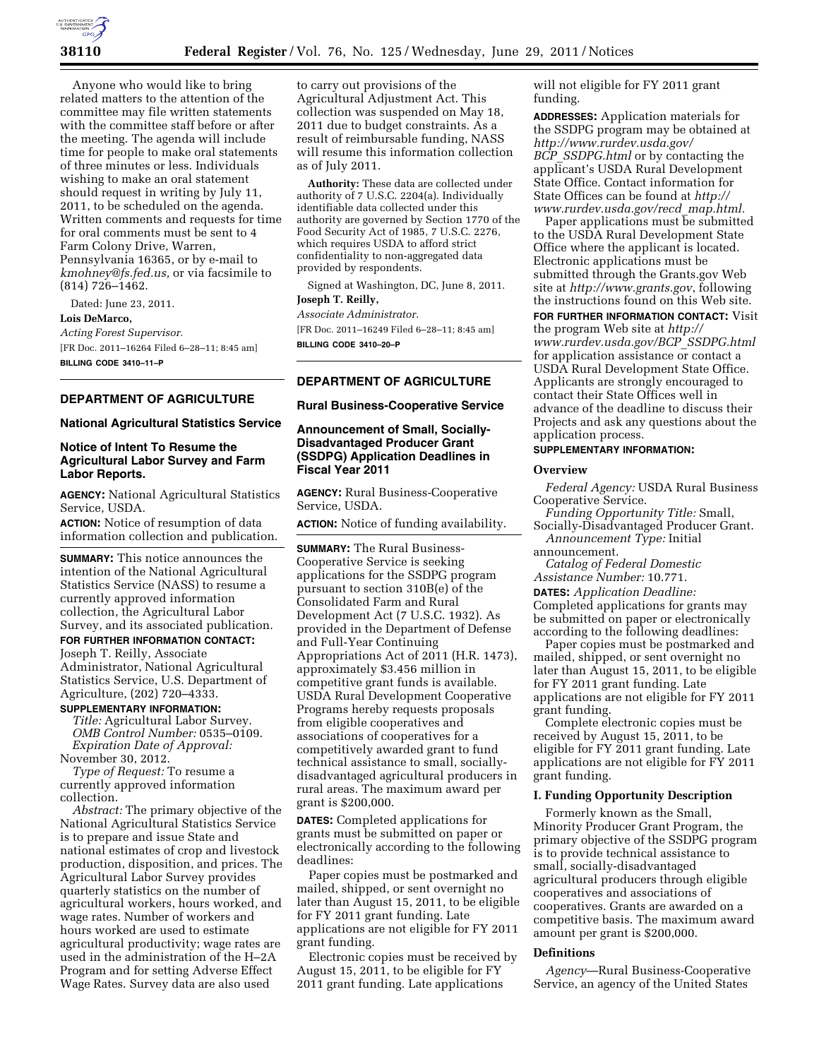Anyone who would like to bring related matters to the attention of the committee may file written statements with the committee staff before or after the meeting. The agenda will include time for people to make oral statements of three minutes or less. Individuals wishing to make an oral statement should request in writing by July 11, 2011, to be scheduled on the agenda. Written comments and requests for time for oral comments must be sent to 4 Farm Colony Drive, Warren, Pennsylvania 16365, or by e-mail to *kmohney@fs.fed.us,* or via facsimile to (814) 726–1462.

Dated: June 23, 2011.

**Lois DeMarco,**

*Acting Forest Supervisor.*

[FR Doc. 2011–16264 Filed 6–28–11; 8:45 am]

**BILLING CODE 3410–11–P**

## DEPARTMENT OF AGRICULTURE

### National Agricultural Statistics Service

### Notice of Intent To Resume the Agricultural Labor Survey and Farm Labor Reports.

**AGENCY:** National Agricultural Statistics Service, USDA.

**ACTION:** Notice of resumption of data information collection and publication.

**SUMMARY:** This notice announces the intention of the National Agricultural Statistics Service (NASS) to resume a currently approved information collection, the Agricultural Labor Survey, and its associated publication.

**FOR FURTHER INFORMATION CONTACT:** Joseph T. Reilly, Associate Administrator, National Agricultural Statistics Service, U.S. Department of Agriculture, (202) 720–4333.

**SUPPLEMENTARY INFORMATION:**

*Title:* Agricultural Labor Survey.

*OMB Control Number:* 0535–0109.

*Expiration Date of Approval:* November 30, 2012.

*Type of Request:* To resume a currently approved information collection.

*Abstract:* The primary objective of the National Agricultural Statistics Service is to prepare and issue State and national estimates of crop and livestock production, disposition, and prices. The Agricultural Labor Survey provides quarterly statistics on the number of agricultural workers, hours worked, and wage rates. Number of workers and hours worked are used to estimate agricultural productivity; wage rates are used in the administration of the H–2A Program and for setting Adverse Effect Wage Rates. Survey data are also used to carry out provisions of the Agricultural Adjustment Act. This collection was suspended on May 18, 2011 due to budget constraints. As a result of reimbursable funding, NASS will resume this information collection as of July 2011.

**Authority:** These data are collected under authority of 7 U.S.C. 2204(a). Individually identifiable data collected under this authority are governed by Section 1770 of the Food Security Act of 1985, 7 U.S.C. 2276, which requires USDA to afford strict confidentiality to non-aggregated data provided by respondents.

Signed at Washington, DC, June 8, 2011.

**Joseph T. Reilly,**

*Associate Administrator.*

[FR Doc. 2011–16249 Filed 6–28–11; 8:45 am]

**BILLING CODE 3410–20–P**

## DEPARTMENT OF AGRICULTURE

### Rural Business-Cooperative Service

### Announcement of Small, Socially-Disadvantaged Producer Grant (SSDPG) Application Deadlines in Fiscal Year 2011

**AGENCY:** Rural Business-Cooperative Service, USDA.

**ACTION:** Notice of funding availability.

**SUMMARY:** The Rural Business-Cooperative Service is seeking applications for the SSDPG program pursuant to section 310B(e) of the Consolidated Farm and Rural Development Act (7 U.S.C. 1932). As provided in the Department of Defense and Full-Year Continuing Appropriations Act of 2011 (H.R. 1473), approximately $3.456 million in competitive grant funds is available. USDA Rural Development Cooperative Programs hereby requests proposals from eligible cooperatives and associations of cooperatives for a competitively awarded grant to fund technical assistance to small, socially-disadvantaged agricultural producers in rural areas. The maximum award per grant is $200,000.

**DATES:** Completed applications for grants must be submitted on paper or electronically according to the following deadlines:

Paper copies must be postmarked and mailed, shipped, or sent overnight no later than August 15, 2011, to be eligible for FY 2011 grant funding. Late applications are not eligible for FY 2011 grant funding.

Electronic copies must be received by August 15, 2011, to be eligible for FY 2011 grant funding. Late applications will not eligible for FY 2011 grant funding.

**ADDRESSES:** Application materials for the SSDPG program may be obtained at *http://www.rurdev.usda.gov/BCP_SSDPG.html* or by contacting the applicant's USDA Rural Development State Office. Contact information for State Offices can be found at *http://www.rurdev.usda.gov/recd_map.html.*

Paper applications must be submitted to the USDA Rural Development State Office where the applicant is located. Electronic applications must be submitted through the Grants.gov Web site at *http://www.grants.gov*, following the instructions found on this Web site.

**FOR FURTHER INFORMATION CONTACT:** Visit the program Web site at *http://www.rurdev.usda.gov/BCP_SSDPG.html* for application assistance or contact a USDA Rural Development State Office. Applicants are strongly encouraged to contact their State Offices well in advance of the deadline to discuss their Projects and ask any questions about the application process.

**SUPPLEMENTARY INFORMATION:**

#### Overview

*Federal Agency:* USDA Rural Business Cooperative Service.

*Funding Opportunity Title:* Small, Socially-Disadvantaged Producer Grant.

*Announcement Type:* Initial announcement.

*Catalog of Federal Domestic Assistance Number:* 10.771.

**DATES:** *Application Deadline:* Completed applications for grants may be submitted on paper or electronically according to the following deadlines:

Paper copies must be postmarked and mailed, shipped, or sent overnight no later than August 15, 2011, to be eligible for FY 2011 grant funding. Late applications are not eligible for FY 2011 grant funding.

Complete electronic copies must be received by August 15, 2011, to be eligible for FY 2011 grant funding. Late applications are not eligible for FY 2011 grant funding.

#### I. Funding Opportunity Description

Formerly known as the Small, Minority Producer Grant Program, the primary objective of the SSDPG program is to provide technical assistance to small, socially-disadvantaged agricultural producers through eligible cooperatives and associations of cooperatives. Grants are awarded on a competitive basis. The maximum award amount per grant is $200,000.

#### Definitions

*Agency*—Rural Business-Cooperative Service, an agency of the United States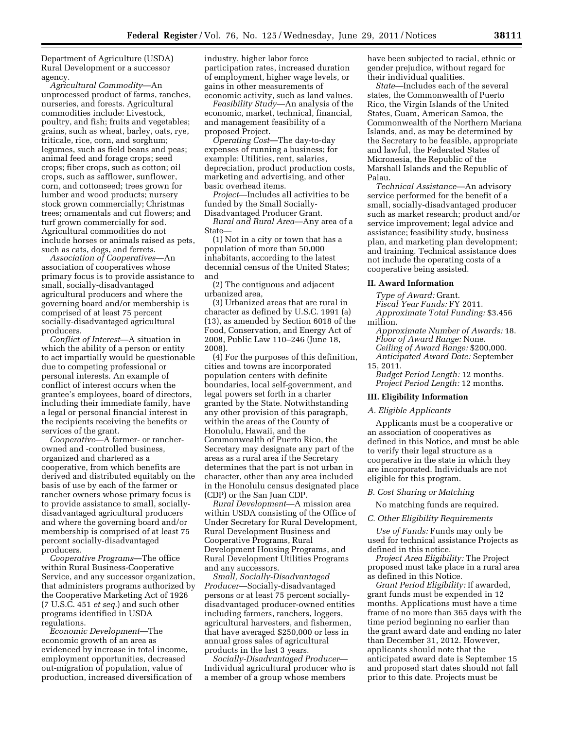Department of Agriculture (USDA) Rural Development or a successor agency.

*Agricultural Commodity*—An unprocessed product of farms, ranches, nurseries, and forests. Agricultural commodities include: Livestock, poultry, and fish; fruits and vegetables; grains, such as wheat, barley, oats, rye, triticale, rice, corn, and sorghum; legumes, such as field beans and peas; animal feed and forage crops; seed crops; fiber crops, such as cotton; oil crops, such as safflower, sunflower, corn, and cottonseed; trees grown for lumber and wood products; nursery stock grown commercially; Christmas trees; ornamentals and cut flowers; and turf grown commercially for sod. Agricultural commodities do not include horses or animals raised as pets, such as cats, dogs, and ferrets.

*Association of Cooperatives*—An association of cooperatives whose primary focus is to provide assistance to small, socially-disadvantaged agricultural producers and where the governing board and/or membership is comprised of at least 75 percent socially-disadvantaged agricultural producers.

*Conflict of Interest*—A situation in which the ability of a person or entity to act impartially would be questionable due to competing professional or personal interests. An example of conflict of interest occurs when the grantee's employees, board of directors, including their immediate family, have a legal or personal financial interest in the recipients receiving the benefits or services of the grant.

*Cooperative*—A farmer- or rancher-owned and -controlled business, organized and chartered as a cooperative, from which benefits are derived and distributed equitably on the basis of use by each of the farmer or rancher owners whose primary focus is to provide assistance to small, socially-disadvantaged agricultural producers and where the governing board and/or membership is comprised of at least 75 percent socially-disadvantaged producers.

*Cooperative Programs*—The office within Rural Business-Cooperative Service, and any successor organization, that administers programs authorized by the Cooperative Marketing Act of 1926 (7 U.S.C. 451 *et seq.*) and such other programs identified in USDA regulations.

*Economic Development*—The economic growth of an area as evidenced by increase in total income, employment opportunities, decreased out-migration of population, value of production, increased diversification of industry, higher labor force participation rates, increased duration of employment, higher wage levels, or gains in other measurements of economic activity, such as land values.

*Feasibility Study*—An analysis of the economic, market, technical, financial, and management feasibility of a proposed Project.

*Operating Cost*—The day-to-day expenses of running a business; for example: Utilities, rent, salaries, depreciation, product production costs, marketing and advertising, and other basic overhead items.

*Project*—Includes all activities to be funded by the Small Socially-Disadvantaged Producer Grant.

*Rural and Rural Area*—Any area of a State—

(1) Not in a city or town that has a population of more than 50,000 inhabitants, according to the latest decennial census of the United States; and

(2) The contiguous and adjacent urbanized area,

(3) Urbanized areas that are rural in character as defined by U.S.C. 1991 (a) (13), as amended by Section 6018 of the Food, Conservation, and Energy Act of 2008, Public Law 110–246 (June 18, 2008).

(4) For the purposes of this definition, cities and towns are incorporated population centers with definite boundaries, local self-government, and legal powers set forth in a charter granted by the State. Notwithstanding any other provision of this paragraph, within the areas of the County of Honolulu, Hawaii, and the Commonwealth of Puerto Rico, the Secretary may designate any part of the areas as a rural area if the Secretary determines that the part is not urban in character, other than any area included in the Honolulu census designated place (CDP) or the San Juan CDP.

*Rural Development*—A mission area within USDA consisting of the Office of Under Secretary for Rural Development, Rural Development Business and Cooperative Programs, Rural Development Housing Programs, and Rural Development Utilities Programs and any successors.

*Small, Socially-Disadvantaged Producer*—Socially-disadvantaged persons or at least 75 percent socially-disadvantaged producer-owned entities including farmers, ranchers, loggers, agricultural harvesters, and fishermen, that have averaged $250,000 or less in annual gross sales of agricultural products in the last 3 years.

*Socially-Disadvantaged Producer*—Individual agricultural producer who is a member of a group whose members have been subjected to racial, ethnic or gender prejudice, without regard for their individual qualities.

*State*—Includes each of the several states, the Commonwealth of Puerto Rico, the Virgin Islands of the United States, Guam, American Samoa, the Commonwealth of the Northern Mariana Islands, and, as may be determined by the Secretary to be feasible, appropriate and lawful, the Federated States of Micronesia, the Republic of the Marshall Islands and the Republic of Palau.

*Technical Assistance*—An advisory service performed for the benefit of a small, socially-disadvantaged producer such as market research; product and/or service improvement; legal advice and assistance; feasibility study, business plan, and marketing plan development; and training. Technical assistance does not include the operating costs of a cooperative being assisted.

## II. Award Information

*Type of Award:* Grant.
*Fiscal Year Funds:* FY 2011.
*Approximate Total Funding:* $3.456 million.
*Approximate Number of Awards:* 18.
*Floor of Award Range:* None.
*Ceiling of Award Range:* $200,000.
*Anticipated Award Date:* September 15, 2011.
*Budget Period Length:* 12 months.
*Project Period Length:* 12 months.

## III. Eligibility Information

### A. Eligible Applicants

Applicants must be a cooperative or an association of cooperatives as defined in this Notice, and must be able to verify their legal structure as a cooperative in the state in which they are incorporated. Individuals are not eligible for this program.

### B. Cost Sharing or Matching

No matching funds are required.

### C. Other Eligibility Requirements

*Use of Funds:* Funds may only be used for technical assistance Projects as defined in this notice.

*Project Area Eligibility:* The Project proposed must take place in a rural area as defined in this Notice.

*Grant Period Eligibility:* If awarded, grant funds must be expended in 12 months. Applications must have a time frame of no more than 365 days with the time period beginning no earlier than the grant award date and ending no later than December 31, 2012. However, applicants should note that the anticipated award date is September 15 and proposed start dates should not fall prior to this date. Projects must be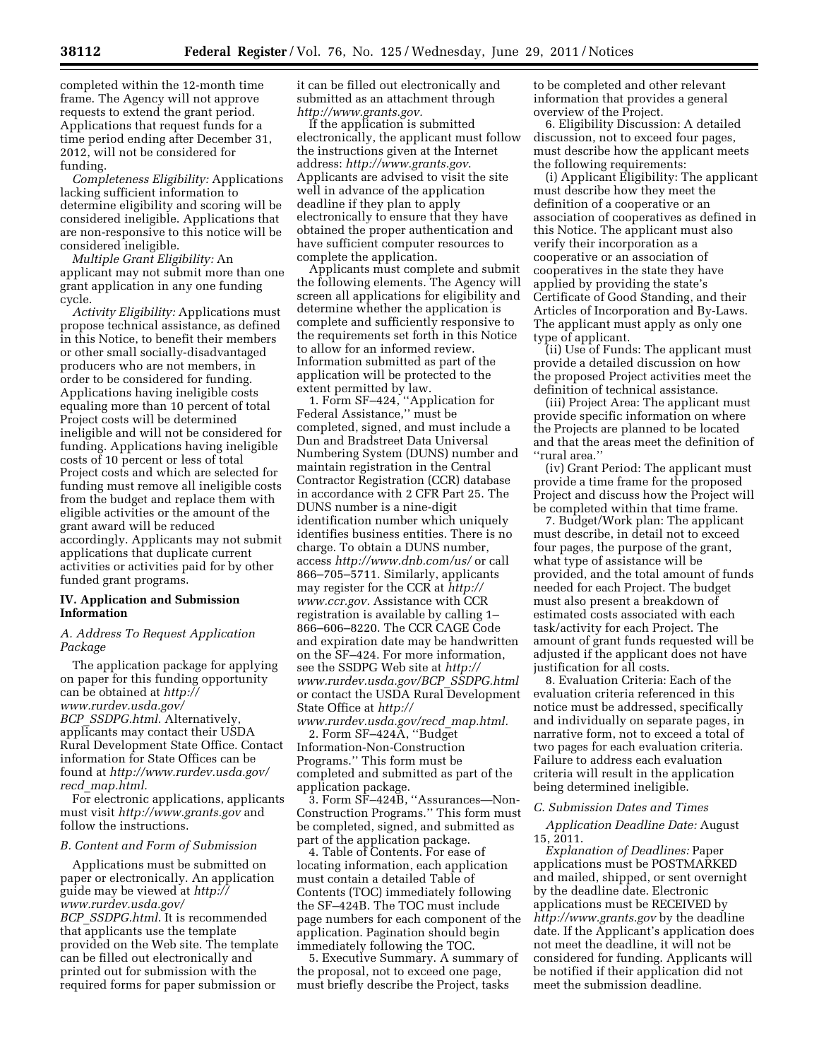completed within the 12-month time frame. The Agency will not approve requests to extend the grant period. Applications that request funds for a time period ending after December 31, 2012, will not be considered for funding.

*Completeness Eligibility:* Applications lacking sufficient information to determine eligibility and scoring will be considered ineligible. Applications that are non-responsive to this notice will be considered ineligible.

*Multiple Grant Eligibility:* An applicant may not submit more than one grant application in any one funding cycle.

*Activity Eligibility:* Applications must propose technical assistance, as defined in this Notice, to benefit their members or other small socially-disadvantaged producers who are not members, in order to be considered for funding. Applications having ineligible costs equaling more than 10 percent of total Project costs will be determined ineligible and will not be considered for funding. Applications having ineligible costs of 10 percent or less of total Project costs and which are selected for funding must remove all ineligible costs from the budget and replace them with eligible activities or the amount of the grant award will be reduced accordingly. Applicants may not submit applications that duplicate current activities or activities paid for by other funded grant programs.

## IV. Application and Submission Information

### *A. Address To Request Application Package*

The application package for applying on paper for this funding opportunity can be obtained at *http://www.rurdev.usda.gov/BCP_SSDPG.html*. Alternatively, applicants may contact their USDA Rural Development State Office. Contact information for State Offices can be found at *http://www.rurdev.usda.gov/recd_map.html.*

For electronic applications, applicants must visit *http://www.grants.gov* and follow the instructions.

### *B. Content and Form of Submission*

Applications must be submitted on paper or electronically. An application guide may be viewed at *http://www.rurdev.usda.gov/BCP_SSDPG.html*. It is recommended that applicants use the template provided on the Web site. The template can be filled out electronically and printed out for submission with the required forms for paper submission or it can be filled out electronically and submitted as an attachment through *http://www.grants.gov.*

If the application is submitted electronically, the applicant must follow the instructions given at the Internet address: *http://www.grants.gov*. Applicants are advised to visit the site well in advance of the application deadline if they plan to apply electronically to ensure that they have obtained the proper authentication and have sufficient computer resources to complete the application.

Applicants must complete and submit the following elements. The Agency will screen all applications for eligibility and determine whether the application is complete and sufficiently responsive to the requirements set forth in this Notice to allow for an informed review. Information submitted as part of the application will be protected to the extent permitted by law.

1. Form SF–424, ''Application for Federal Assistance,'' must be completed, signed, and must include a Dun and Bradstreet Data Universal Numbering System (DUNS) number and maintain registration in the Central Contractor Registration (CCR) database in accordance with 2 CFR Part 25. The DUNS number is a nine-digit identification number which uniquely identifies business entities. There is no charge. To obtain a DUNS number, access *http://www.dnb.com/us/* or call 866–705–5711. Similarly, applicants may register for the CCR at *http://www.ccr.gov*. Assistance with CCR registration is available by calling 1–866–606–8220. The CCR CAGE Code and expiration date may be handwritten on the SF–424. For more information, see the SSDPG Web site at *http://www.rurdev.usda.gov/BCP_SSDPG.html* or contact the USDA Rural Development State Office at *http://www.rurdev.usda.gov/recd_map.html.*

2. Form SF–424A, ''Budget Information-Non-Construction Programs.'' This form must be completed and submitted as part of the application package.

3. Form SF–424B, ''Assurances—Non-Construction Programs.'' This form must be completed, signed, and submitted as part of the application package.

4. Table of Contents. For ease of locating information, each application must contain a detailed Table of Contents (TOC) immediately following the SF–424B. The TOC must include page numbers for each component of the application. Pagination should begin immediately following the TOC.

5. Executive Summary. A summary of the proposal, not to exceed one page, must briefly describe the Project, tasks to be completed and other relevant information that provides a general overview of the Project.

6. Eligibility Discussion: A detailed discussion, not to exceed four pages, must describe how the applicant meets the following requirements:

(i) Applicant Eligibility: The applicant must describe how they meet the definition of a cooperative or an association of cooperatives as defined in this Notice. The applicant must also verify their incorporation as a cooperative or an association of cooperatives in the state they have applied by providing the state's Certificate of Good Standing, and their Articles of Incorporation and By-Laws. The applicant must apply as only one type of applicant.

(ii) Use of Funds: The applicant must provide a detailed discussion on how the proposed Project activities meet the definition of technical assistance.

(iii) Project Area: The applicant must provide specific information on where the Projects are planned to be located and that the areas meet the definition of ''rural area.''

(iv) Grant Period: The applicant must provide a time frame for the proposed Project and discuss how the Project will be completed within that time frame.

7. Budget/Work plan: The applicant must describe, in detail not to exceed four pages, the purpose of the grant, what type of assistance will be provided, and the total amount of funds needed for each Project. The budget must also present a breakdown of estimated costs associated with each task/activity for each Project. The amount of grant funds requested will be adjusted if the applicant does not have justification for all costs.

8. Evaluation Criteria: Each of the evaluation criteria referenced in this notice must be addressed, specifically and individually on separate pages, in narrative form, not to exceed a total of two pages for each evaluation criteria. Failure to address each evaluation criteria will result in the application being determined ineligible.

### *C. Submission Dates and Times*

*Application Deadline Date:* August 15, 2011.

*Explanation of Deadlines:* Paper applications must be POSTMARKED and mailed, shipped, or sent overnight by the deadline date. Electronic applications must be RECEIVED by *http://www.grants.gov* by the deadline date. If the Applicant's application does not meet the deadline, it will not be considered for funding. Applicants will be notified if their application did not meet the submission deadline.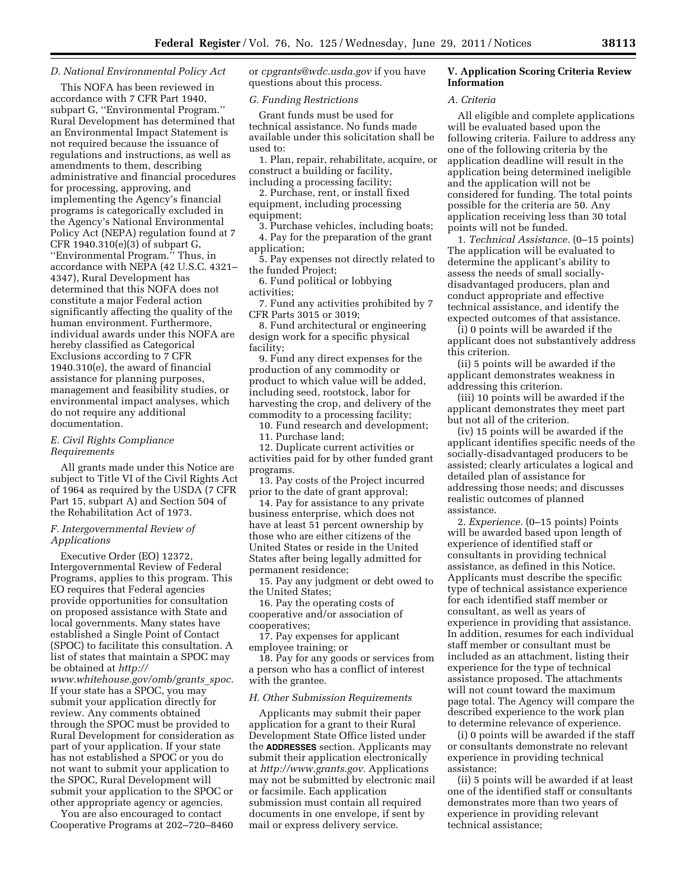### D. National Environmental Policy Act

This NOFA has been reviewed in accordance with 7 CFR Part 1940, subpart G, ''Environmental Program.'' Rural Development has determined that an Environmental Impact Statement is not required because the issuance of regulations and instructions, as well as amendments to them, describing administrative and financial procedures for processing, approving, and implementing the Agency's financial programs is categorically excluded in the Agency's National Environmental Policy Act (NEPA) regulation found at 7 CFR 1940.310(e)(3) of subpart G, ''Environmental Program.'' Thus, in accordance with NEPA (42 U.S.C. 4321–4347), Rural Development has determined that this NOFA does not constitute a major Federal action significantly affecting the quality of the human environment. Furthermore, individual awards under this NOFA are hereby classified as Categorical Exclusions according to 7 CFR 1940.310(e), the award of financial assistance for planning purposes, management and feasibility studies, or environmental impact analyses, which do not require any additional documentation.

### E. Civil Rights Compliance Requirements

All grants made under this Notice are subject to Title VI of the Civil Rights Act of 1964 as required by the USDA (7 CFR Part 15, subpart A) and Section 504 of the Rehabilitation Act of 1973.

### F. Intergovernmental Review of Applications

Executive Order (EO) 12372, Intergovernmental Review of Federal Programs, applies to this program. This EO requires that Federal agencies provide opportunities for consultation on proposed assistance with State and local governments. Many states have established a Single Point of Contact (SPOC) to facilitate this consultation. A list of states that maintain a SPOC may be obtained at *http://www.whitehouse.gov/omb/grants_spoc.* If your state has a SPOC, you may submit your application directly for review. Any comments obtained through the SPOC must be provided to Rural Development for consideration as part of your application. If your state has not established a SPOC or you do not want to submit your application to the SPOC, Rural Development will submit your application to the SPOC or other appropriate agency or agencies.

You are also encouraged to contact Cooperative Programs at 202–720–8460 or *cpgrants@wdc.usda.gov* if you have questions about this process.

### G. Funding Restrictions

Grant funds must be used for technical assistance. No funds made available under this solicitation shall be used to:

1. Plan, repair, rehabilitate, acquire, or construct a building or facility, including a processing facility;
2. Purchase, rent, or install fixed equipment, including processing equipment;
3. Purchase vehicles, including boats;
4. Pay for the preparation of the grant application;
5. Pay expenses not directly related to the funded Project;
6. Fund political or lobbying activities;
7. Fund any activities prohibited by 7 CFR Parts 3015 or 3019;
8. Fund architectural or engineering design work for a specific physical facility;
9. Fund any direct expenses for the production of any commodity or product to which value will be added, including seed, rootstock, labor for harvesting the crop, and delivery of the commodity to a processing facility;
10. Fund research and development;
11. Purchase land;
12. Duplicate current activities or activities paid for by other funded grant programs.
13. Pay costs of the Project incurred prior to the date of grant approval;
14. Pay for assistance to any private business enterprise, which does not have at least 51 percent ownership by those who are either citizens of the United States or reside in the United States after being legally admitted for permanent residence;
15. Pay any judgment or debt owed to the United States;
16. Pay the operating costs of cooperative and/or association of cooperatives;
17. Pay expenses for applicant employee training; or
18. Pay for any goods or services from a person who has a conflict of interest with the grantee.

### H. Other Submission Requirements

Applicants may submit their paper application for a grant to their Rural Development State Office listed under the **ADDRESSES** section. Applicants may submit their application electronically at *http://www.grants.gov.* Applications may not be submitted by electronic mail or facsimile. Each application submission must contain all required documents in one envelope, if sent by mail or express delivery service.

## V. Application Scoring Criteria Review Information

### A. Criteria

All eligible and complete applications will be evaluated based upon the following criteria. Failure to address any one of the following criteria by the application deadline will result in the application being determined ineligible and the application will not be considered for funding. The total points possible for the criteria are 50. Any application receiving less than 30 total points will not be funded.

1. *Technical Assistance.* (0–15 points) The application will be evaluated to determine the applicant's ability to assess the needs of small socially-disadvantaged producers, plan and conduct appropriate and effective technical assistance, and identify the expected outcomes of that assistance.

(i) 0 points will be awarded if the applicant does not substantively address this criterion.

(ii) 5 points will be awarded if the applicant demonstrates weakness in addressing this criterion.

(iii) 10 points will be awarded if the applicant demonstrates they meet part but not all of the criterion.

(iv) 15 points will be awarded if the applicant identifies specific needs of the socially-disadvantaged producers to be assisted; clearly articulates a logical and detailed plan of assistance for addressing those needs; and discusses realistic outcomes of planned assistance.

2. *Experience.* (0–15 points) Points will be awarded based upon length of experience of identified staff or consultants in providing technical assistance, as defined in this Notice. Applicants must describe the specific type of technical assistance experience for each identified staff member or consultant, as well as years of experience in providing that assistance. In addition, resumes for each individual staff member or consultant must be included as an attachment, listing their experience for the type of technical assistance proposed. The attachments will not count toward the maximum page total. The Agency will compare the described experience to the work plan to determine relevance of experience.

(i) 0 points will be awarded if the staff or consultants demonstrate no relevant experience in providing technical assistance;

(ii) 5 points will be awarded if at least one of the identified staff or consultants demonstrates more than two years of experience in providing relevant technical assistance;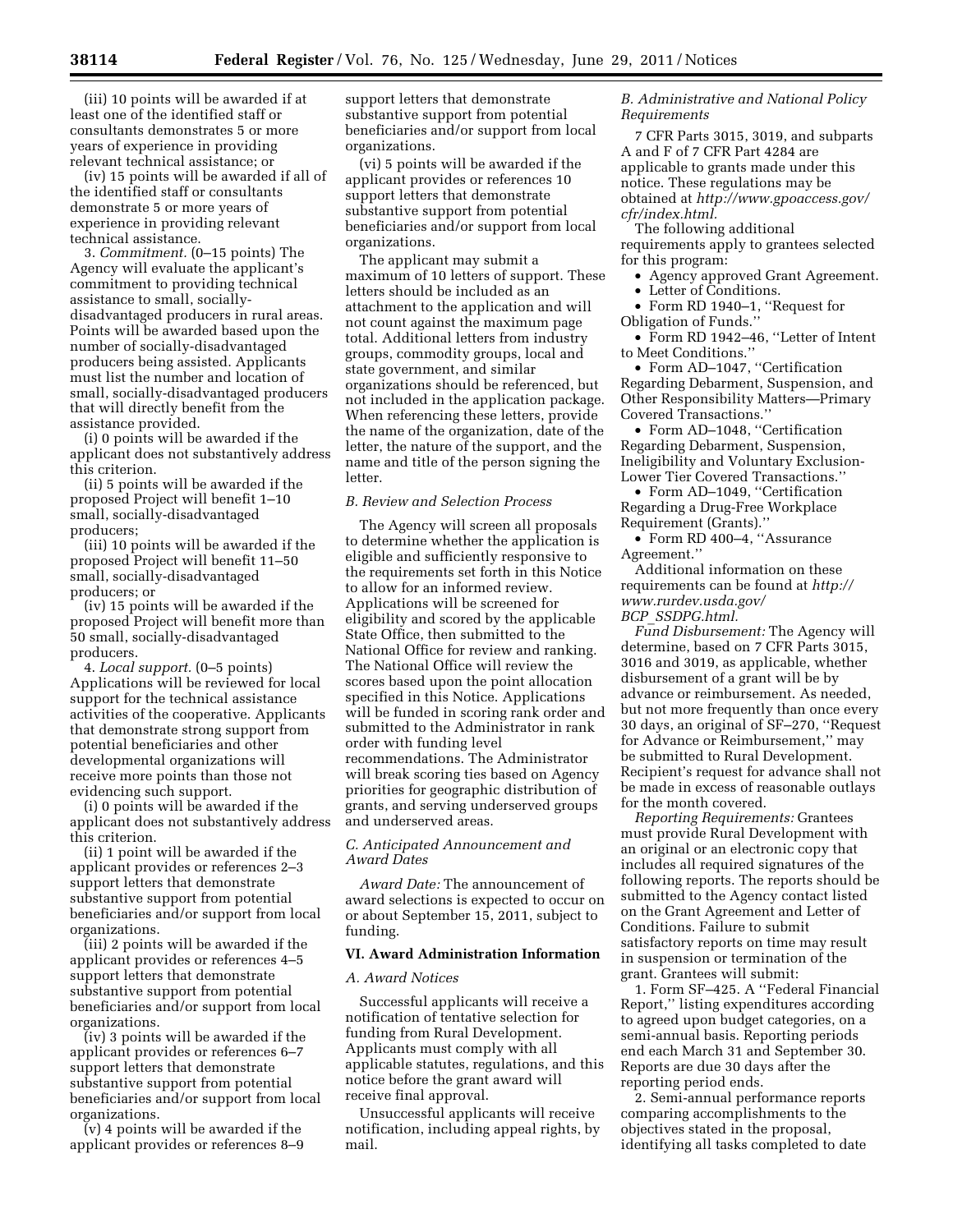(iii) 10 points will be awarded if at least one of the identified staff or consultants demonstrates 5 or more years of experience in providing relevant technical assistance; or

(iv) 15 points will be awarded if all of the identified staff or consultants demonstrate 5 or more years of experience in providing relevant technical assistance.

3. *Commitment.* (0–15 points) The Agency will evaluate the applicant's commitment to providing technical assistance to small, socially-disadvantaged producers in rural areas. Points will be awarded based upon the number of socially-disadvantaged producers being assisted. Applicants must list the number and location of small, socially-disadvantaged producers that will directly benefit from the assistance provided.

(i) 0 points will be awarded if the applicant does not substantively address this criterion.

(ii) 5 points will be awarded if the proposed Project will benefit 1–10 small, socially-disadvantaged producers;

(iii) 10 points will be awarded if the proposed Project will benefit 11–50 small, socially-disadvantaged producers; or

(iv) 15 points will be awarded if the proposed Project will benefit more than 50 small, socially-disadvantaged producers.

4. *Local support.* (0–5 points) Applications will be reviewed for local support for the technical assistance activities of the cooperative. Applicants that demonstrate strong support from potential beneficiaries and other developmental organizations will receive more points than those not evidencing such support.

(i) 0 points will be awarded if the applicant does not substantively address this criterion.

(ii) 1 point will be awarded if the applicant provides or references 2–3 support letters that demonstrate substantive support from potential beneficiaries and/or support from local organizations.

(iii) 2 points will be awarded if the applicant provides or references 4–5 support letters that demonstrate substantive support from potential beneficiaries and/or support from local organizations.

(iv) 3 points will be awarded if the applicant provides or references 6–7 support letters that demonstrate substantive support from potential beneficiaries and/or support from local organizations.

(v) 4 points will be awarded if the applicant provides or references 8–9 support letters that demonstrate substantive support from potential beneficiaries and/or support from local organizations.

(vi) 5 points will be awarded if the applicant provides or references 10 support letters that demonstrate substantive support from potential beneficiaries and/or support from local organizations.

The applicant may submit a maximum of 10 letters of support. These letters should be included as an attachment to the application and will not count against the maximum page total. Additional letters from industry groups, commodity groups, local and state government, and similar organizations should be referenced, but not included in the application package. When referencing these letters, provide the name of the organization, date of the letter, the nature of the support, and the name and title of the person signing the letter.

### *B. Review and Selection Process*

The Agency will screen all proposals to determine whether the application is eligible and sufficiently responsive to the requirements set forth in this Notice to allow for an informed review. Applications will be screened for eligibility and scored by the applicable State Office, then submitted to the National Office for review and ranking. The National Office will review the scores based upon the point allocation specified in this Notice. Applications will be funded in scoring rank order and submitted to the Administrator in rank order with funding level recommendations. The Administrator will break scoring ties based on Agency priorities for geographic distribution of grants, and serving underserved groups and underserved areas.

### *C. Anticipated Announcement and Award Dates*

*Award Date:* The announcement of award selections is expected to occur on or about September 15, 2011, subject to funding.

## VI. Award Administration Information

### *A. Award Notices*

Successful applicants will receive a notification of tentative selection for funding from Rural Development. Applicants must comply with all applicable statutes, regulations, and this notice before the grant award will receive final approval.

Unsuccessful applicants will receive notification, including appeal rights, by mail.

### *B. Administrative and National Policy Requirements*

7 CFR Parts 3015, 3019, and subparts A and F of 7 CFR Part 4284 are applicable to grants made under this notice. These regulations may be obtained at *http://www.gpoaccess.gov/cfr/index.html.*

The following additional requirements apply to grantees selected for this program:

- Agency approved Grant Agreement.
- Letter of Conditions.
- Form RD 1940–1, "Request for Obligation of Funds."
- Form RD 1942–46, "Letter of Intent to Meet Conditions."
- Form AD–1047, "Certification Regarding Debarment, Suspension, and Other Responsibility Matters—Primary Covered Transactions."
- Form AD–1048, "Certification Regarding Debarment, Suspension, Ineligibility and Voluntary Exclusion-Lower Tier Covered Transactions."
- Form AD–1049, "Certification Regarding a Drug-Free Workplace Requirement (Grants)."
- Form RD 400–4, "Assurance Agreement."

Additional information on these requirements can be found at *http://www.rurdev.usda.gov/BCP_SSDPG.html.*

*Fund Disbursement:* The Agency will determine, based on 7 CFR Parts 3015, 3016 and 3019, as applicable, whether disbursement of a grant will be by advance or reimbursement. As needed, but not more frequently than once every 30 days, an original of SF–270, "Request for Advance or Reimbursement," may be submitted to Rural Development. Recipient's request for advance shall not be made in excess of reasonable outlays for the month covered.

*Reporting Requirements:* Grantees must provide Rural Development with an original or an electronic copy that includes all required signatures of the following reports. The reports should be submitted to the Agency contact listed on the Grant Agreement and Letter of Conditions. Failure to submit satisfactory reports on time may result in suspension or termination of the grant. Grantees will submit:

1. Form SF–425. A "Federal Financial Report," listing expenditures according to agreed upon budget categories, on a semi-annual basis. Reporting periods end each March 31 and September 30. Reports are due 30 days after the reporting period ends.

2. Semi-annual performance reports comparing accomplishments to the objectives stated in the proposal, identifying all tasks completed to date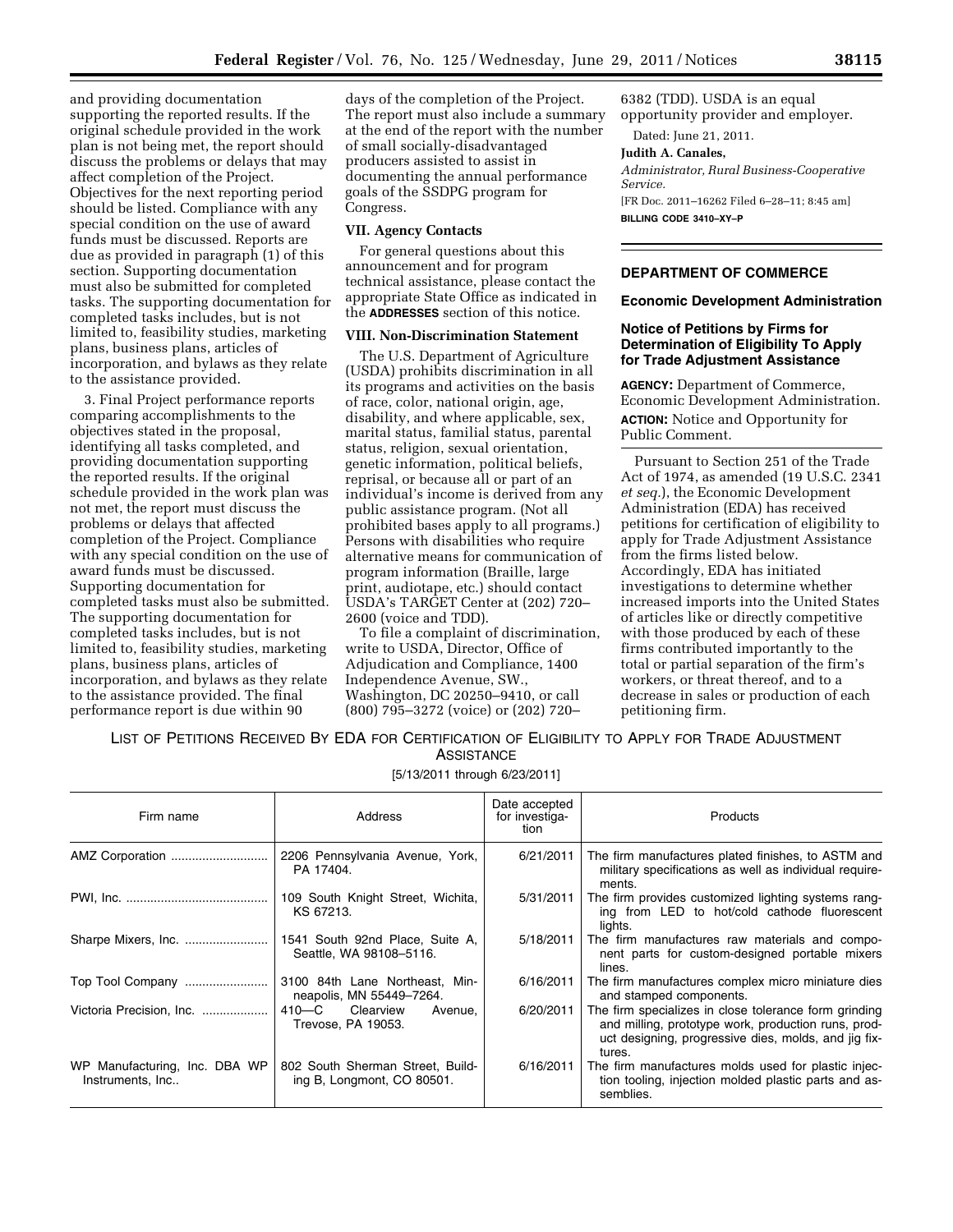and providing documentation supporting the reported results. If the original schedule provided in the work plan is not being met, the report should discuss the problems or delays that may affect completion of the Project. Objectives for the next reporting period should be listed. Compliance with any special condition on the use of award funds must be discussed. Reports are due as provided in paragraph (1) of this section. Supporting documentation must also be submitted for completed tasks. The supporting documentation for completed tasks includes, but is not limited to, feasibility studies, marketing plans, business plans, articles of incorporation, and bylaws as they relate to the assistance provided.

3. Final Project performance reports comparing accomplishments to the objectives stated in the proposal, identifying all tasks completed, and providing documentation supporting the reported results. If the original schedule provided in the work plan was not met, the report must discuss the problems or delays that affected completion of the Project. Compliance with any special condition on the use of award funds must be discussed. Supporting documentation for completed tasks must also be submitted. The supporting documentation for completed tasks includes, but is not limited to, feasibility studies, marketing plans, business plans, articles of incorporation, and bylaws as they relate to the assistance provided. The final performance report is due within 90 days of the completion of the Project. The report must also include a summary at the end of the report with the number of small socially-disadvantaged producers assisted to assist in documenting the annual performance goals of the SSDPG program for Congress.

### VII. Agency Contacts

For general questions about this announcement and for program technical assistance, please contact the appropriate State Office as indicated in the **ADDRESSES** section of this notice.

### VIII. Non-Discrimination Statement

The U.S. Department of Agriculture (USDA) prohibits discrimination in all its programs and activities on the basis of race, color, national origin, age, disability, and where applicable, sex, marital status, familial status, parental status, religion, sexual orientation, genetic information, political beliefs, reprisal, or because all or part of an individual's income is derived from any public assistance program. (Not all prohibited bases apply to all programs.) Persons with disabilities who require alternative means for communication of program information (Braille, large print, audiotape, etc.) should contact USDA's TARGET Center at (202) 720–2600 (voice and TDD).

To file a complaint of discrimination, write to USDA, Director, Office of Adjudication and Compliance, 1400 Independence Avenue, SW., Washington, DC 20250–9410, or call (800) 795–3272 (voice) or (202) 720–6382 (TDD). USDA is an equal opportunity provider and employer.

Dated: June 21, 2011.

**Judith A. Canales,**

*Administrator, Rural Business-Cooperative Service.*

[FR Doc. 2011–16262 Filed 6–28–11; 8:45 am]

**BILLING CODE 3410–XY–P**

## DEPARTMENT OF COMMERCE

### Economic Development Administration

### Notice of Petitions by Firms for Determination of Eligibility To Apply for Trade Adjustment Assistance

**AGENCY:** Department of Commerce, Economic Development Administration.

**ACTION:** Notice and Opportunity for Public Comment.

Pursuant to Section 251 of the Trade Act of 1974, as amended (19 U.S.C. 2341 *et seq.*), the Economic Development Administration (EDA) has received petitions for certification of eligibility to apply for Trade Adjustment Assistance from the firms listed below. Accordingly, EDA has initiated investigations to determine whether increased imports into the United States of articles like or directly competitive with those produced by each of these firms contributed importantly to the total or partial separation of the firm's workers, or threat thereof, and to a decrease in sales or production of each petitioning firm.

LIST OF PETITIONS RECEIVED BY EDA FOR CERTIFICATION OF ELIGIBILITY TO APPLY FOR TRADE ADJUSTMENT ASSISTANCE

[5/13/2011 through 6/23/2011]

| Firm name | Address | Date accepted for investigation | Products |
|---|---|---|---|
| AMZ Corporation | 2206 Pennsylvania Avenue, York, PA 17404. | 6/21/2011 | The firm manufactures plated finishes, to ASTM and military specifications as well as individual requirements. |
| PWI, Inc. | 109 South Knight Street, Wichita, KS 67213. | 5/31/2011 | The firm provides customized lighting systems ranging from LED to hot/cold cathode fluorescent lights. |
| Sharpe Mixers, Inc. | 1541 South 92nd Place, Suite A, Seattle, WA 98108–5116. | 5/18/2011 | The firm manufactures raw materials and component parts for custom-designed portable mixers lines. |
| Top Tool Company | 3100 84th Lane Northeast, Minneapolis, MN 55449–7264. | 6/16/2011 | The firm manufactures complex micro miniature dies and stamped components. |
| Victoria Precision, Inc. | 410—C Clearview Avenue, Trevose, PA 19053. | 6/20/2011 | The firm specializes in close tolerance form grinding and milling, prototype work, production runs, product designing, progressive dies, molds, and jig fixtures. |
| WP Manufacturing, Inc. DBA WP Instruments, Inc.. | 802 South Sherman Street, Building B, Longmont, CO 80501. | 6/16/2011 | The firm manufactures molds used for plastic injection tooling, injection molded plastic parts and assemblies. |